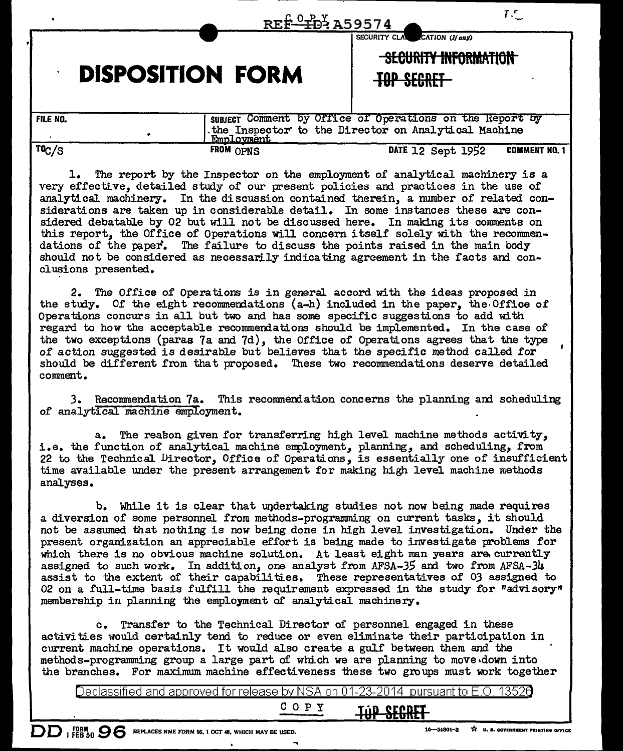REF ID: A59574

COPY

SECURITY CLASSIFICATION (If any)

~~SECURITY INFORMATION~~

~~TOP SECRET~~

# DISPOSITION FORM

| FILE NO. | SUBJECT Comment by Office of Operations on the Report by the Inspector to the Director on Analytical Machine Employment | |
|---|---|---|
| TO C/S | FROM OPNS | DATE 12 Sept 1952 COMMENT NO. 1 |

1. The report by the Inspector on the employment of analytical machinery is a very effective, detailed study of our present policies and practices in the use of analytical machinery. In the discussion contained therein, a number of related considerations are taken up in considerable detail. In some instances these are considered debatable by 02 but will not be discussed here. In making its comments on this report, the Office of Operations will concern itself solely with the recommendations of the paper. The failure to discuss the points raised in the main body should not be considered as necessarily indicating agreement in the facts and conclusions presented.

2. The Office of Operations is in general accord with the ideas proposed in the study. Of the eight recommendations (a-h) included in the paper, the Office of Operations concurs in all but two and has some specific suggestions to add with regard to how the acceptable recommendations should be implemented. In the case of the two exceptions (paras 7a and 7d), the Office of Operations agrees that the type of action suggested is desirable but believes that the specific method called for should be different from that proposed. These two recommendations deserve detailed comment.

3. Recommendation 7a. This recommendation concerns the planning and scheduling of analytical machine employment.

a. The reason given for transferring high level machine methods activity, i.e. the function of analytical machine employment, planning, and scheduling, from 22 to the Technical Director, Office of Operations, is essentially one of insufficient time available under the present arrangement for making high level machine methods analyses.

b. While it is clear that undertaking studies not now being made requires a diversion of some personnel from methods-programming on current tasks, it should not be assumed that nothing is now being done in high level investigation. Under the present organization an appreciable effort is being made to investigate problems for which there is no obvious machine solution. At least eight man years are currently assigned to such work. In addition, one analyst from AFSA-35 and two from AFSA-34 assist to the extent of their capabilities. These representatives of 03 assigned to 02 on a full-time basis fulfill the requirement expressed in the study for "advisory" membership in planning the employment of analytical machinery.

c. Transfer to the Technical Director of personnel engaged in these activities would certainly tend to reduce or even eliminate their participation in current machine operations. It would also create a gulf between them and the methods-programming group a large part of which we are planning to move down into the branches. For maximum machine effectiveness these two groups must work together

Declassified and approved for release by NSA on 01-23-2014 pursuant to E.O. 13526

COPY

~~TOP SECRET~~

DD FORM 1 FEB 50 96 REPLACES NME FORM 96, 1 OCT 48, WHICH MAY BE USED.

16—54801-3 ☆ U. S. GOVERNMENT PRINTING OFFICE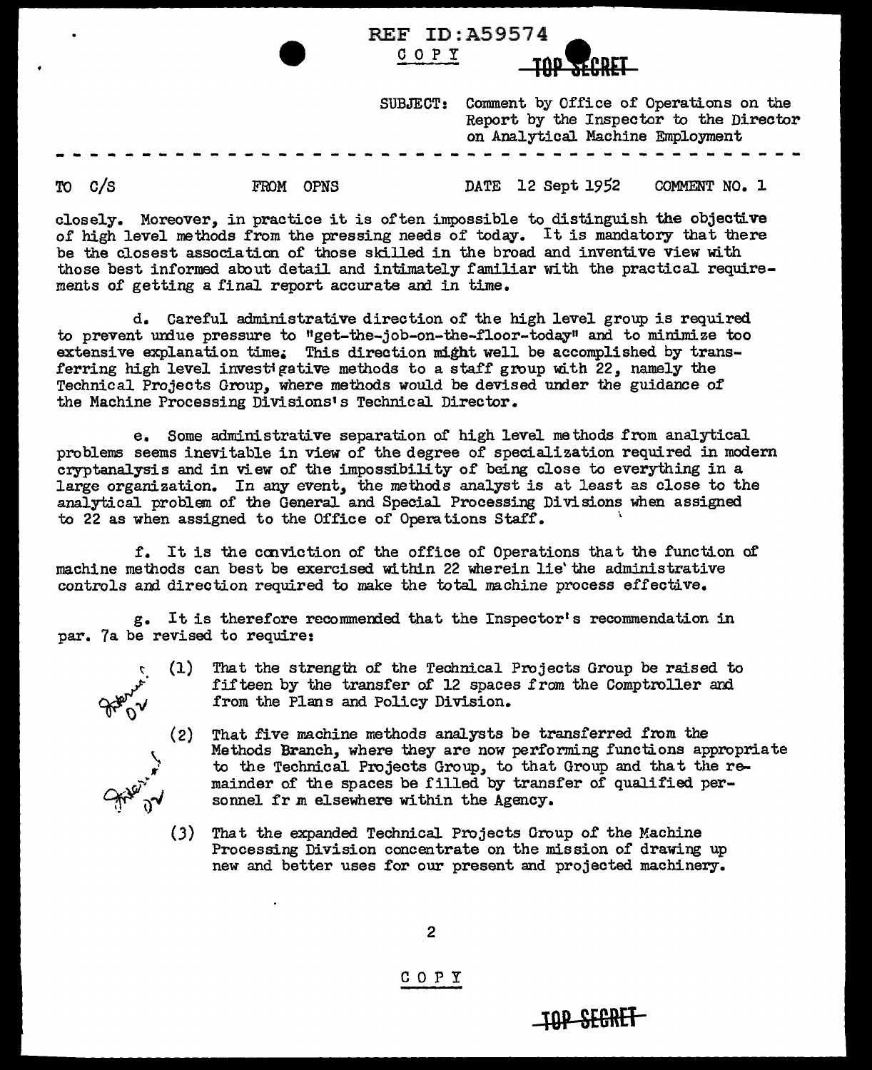REF ID:A59574

COPY

TOP SECRET

SUBJECT: Comment by Office of Operations on the Report by the Inspector to the Director on Analytical Machine Employment

TO C/S FROM OPNS DATE 12 Sept 1952 COMMENT NO. 1

closely. Moreover, in practice it is often impossible to distinguish the objective of high level methods from the pressing needs of today. It is mandatory that there be the closest association of those skilled in the broad and inventive view with those best informed about detail and intimately familiar with the practical requirements of getting a final report accurate and in time.

d. Careful administrative direction of the high level group is required to prevent undue pressure to "get-the-job-on-the-floor-today" and to minimize too extensive explanation time. This direction might well be accomplished by transferring high level investigative methods to a staff group with 22, namely the Technical Projects Group, where methods would be devised under the guidance of the Machine Processing Divisions's Technical Director.

e. Some administrative separation of high level methods from analytical problems seems inevitable in view of the degree of specialization required in modern cryptanalysis and in view of the impossibility of being close to everything in a large organization. In any event, the methods analyst is at least as close to the analytical problem of the General and Special Processing Divisions when assigned to 22 as when assigned to the Office of Operations Staff.

f. It is the conviction of the office of Operations that the function of machine methods can best be exercised within 22 wherein lie the administrative controls and direction required to make the total machine process effective.

g. It is therefore recommended that the Inspector's recommendation in par. 7a be revised to require:

(1) That the strength of the Technical Projects Group be raised to fifteen by the transfer of 12 spaces from the Comptroller and from the Plans and Policy Division.

(2) That five machine methods analysts be transferred from the Methods Branch, where they are now performing functions appropriate to the Technical Projects Group, to that Group and that the remainder of the spaces be filled by transfer of qualified personnel fr m elsewhere within the Agency.

(3) That the expanded Technical Projects Group of the Machine Processing Division concentrate on the mission of drawing up new and better uses for our present and projected machinery.

COPY

TOP SECRET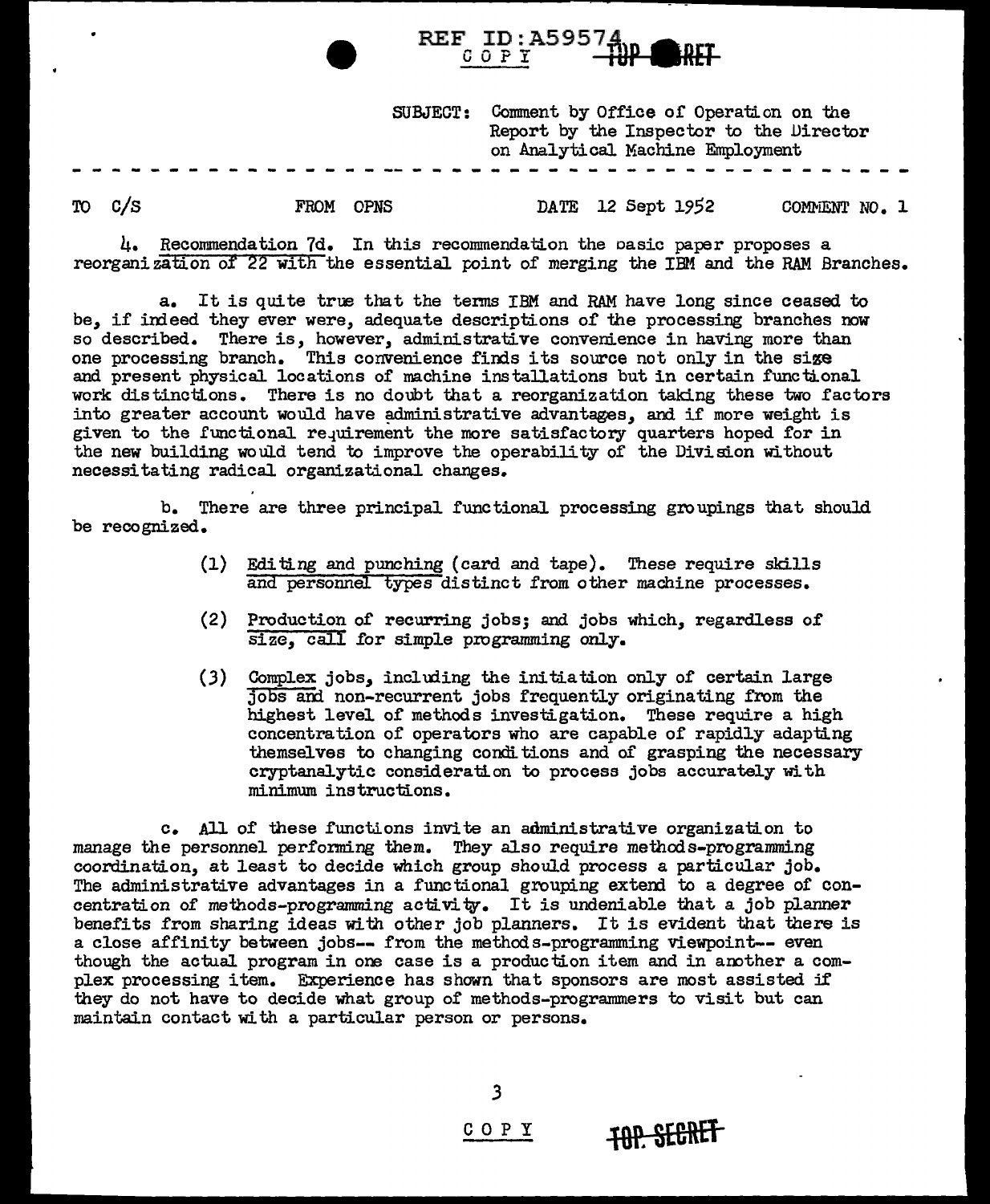SUBJECT: Comment by Office of Operation on the Report by the Inspector to the Director on Analytical Machine Employment

TO C/S FROM OPNS DATE 12 Sept 1952 COMMENT NO. 1

4. Recommendation 7d. In this recommendation the basic paper proposes a reorganization of 22 with the essential point of merging the IBM and the RAM Branches.

a. It is quite true that the terms IBM and RAM have long since ceased to be, if indeed they ever were, adequate descriptions of the processing branches now so described. There is, however, administrative convenience in having more than one processing branch. This convenience finds its source not only in the size and present physical locations of machine installations but in certain functional work distinctions. There is no doubt that a reorganization taking these two factors into greater account would have administrative advantages, and if more weight is given to the functional requirement the more satisfactory quarters hoped for in the new building would tend to improve the operability of the Division without necessitating radical organizational changes.

b. There are three principal functional processing groupings that should be recognized.

(1) Editing and punching (card and tape). These require skills and personnel types distinct from other machine processes.

(2) Production of recurring jobs; and jobs which, regardless of size, call for simple programming only.

(3) Complex jobs, including the initiation only of certain large jobs and non-recurrent jobs frequently originating from the highest level of methods investigation. These require a high concentration of operators who are capable of rapidly adapting themselves to changing conditions and of grasping the necessary cryptanalytic consideration to process jobs accurately with minimum instructions.

c. All of these functions invite an administrative organization to manage the personnel performing them. They also require methods-programming coordination, at least to decide which group should process a particular job. The administrative advantages in a functional grouping extend to a degree of concentration of methods-programming activity. It is undeniable that a job planner benefits from sharing ideas with other job planners. It is evident that there is a close affinity between jobs-- from the methods-programming viewpoint-- even though the actual program in one case is a production item and in another a complex processing item. Experience has shown that sponsors are most assisted if they do not have to decide what group of methods-programmers to visit but can maintain contact with a particular person or persons.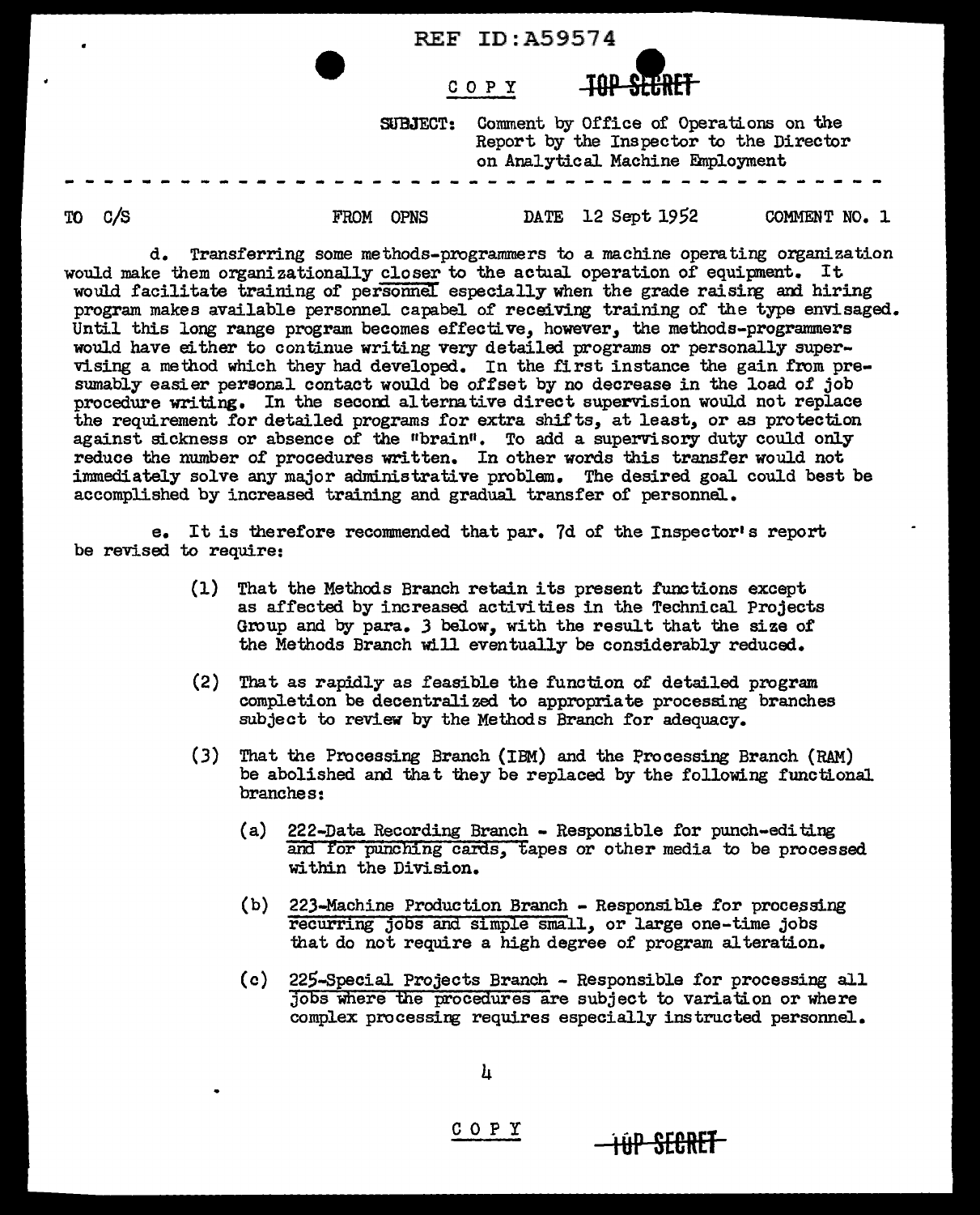REF ID:A59574

COPY ~~TOP SECRET~~

SUBJECT: Comment by Office of Operations on the Report by the Inspector to the Director on Analytical Machine Employment

TO C/S FROM OPNS DATE 12 Sept 1952 COMMENT NO. 1

d. Transferring some methods-programmers to a machine operating organization would make them organizationally closer to the actual operation of equipment. It would facilitate training of personnel especially when the grade raising and hiring program makes available personnel capabel of receiving training of the type envisaged. Until this long range program becomes effective, however, the methods-programmers would have either to continue writing very detailed programs or personally supervising a method which they had developed. In the first instance the gain from presumably easier personal contact would be offset by no decrease in the load of job procedure writing. In the second alternative direct supervision would not replace the requirement for detailed programs for extra shifts, at least, or as protection against sickness or absence of the "brain". To add a supervisory duty could only reduce the number of procedures written. In other words this transfer would not immediately solve any major administrative problem. The desired goal could best be accomplished by increased training and gradual transfer of personnel.

e. It is therefore recommended that par. 7d of the Inspector's report be revised to require:

(1) That the Methods Branch retain its present functions except as affected by increased activities in the Technical Projects Group and by para. 3 below, with the result that the size of the Methods Branch will eventually be considerably reduced.

(2) That as rapidly as feasible the function of detailed program completion be decentralized to appropriate processing branches subject to review by the Methods Branch for adequacy.

(3) That the Processing Branch (IBM) and the Processing Branch (RAM) be abolished and that they be replaced by the following functional branches:

(a) 222-Data Recording Branch - Responsible for punch-editing and for punching cards, tapes or other media to be processed within the Division.

(b) 223-Machine Production Branch - Responsible for processing recurring jobs and simple small, or large one-time jobs that do not require a high degree of program alteration.

(c) 225-Special Projects Branch - Responsible for processing all jobs where the procedures are subject to variation or where complex processing requires especially instructed personnel.

COPY ~~TOP SECRET~~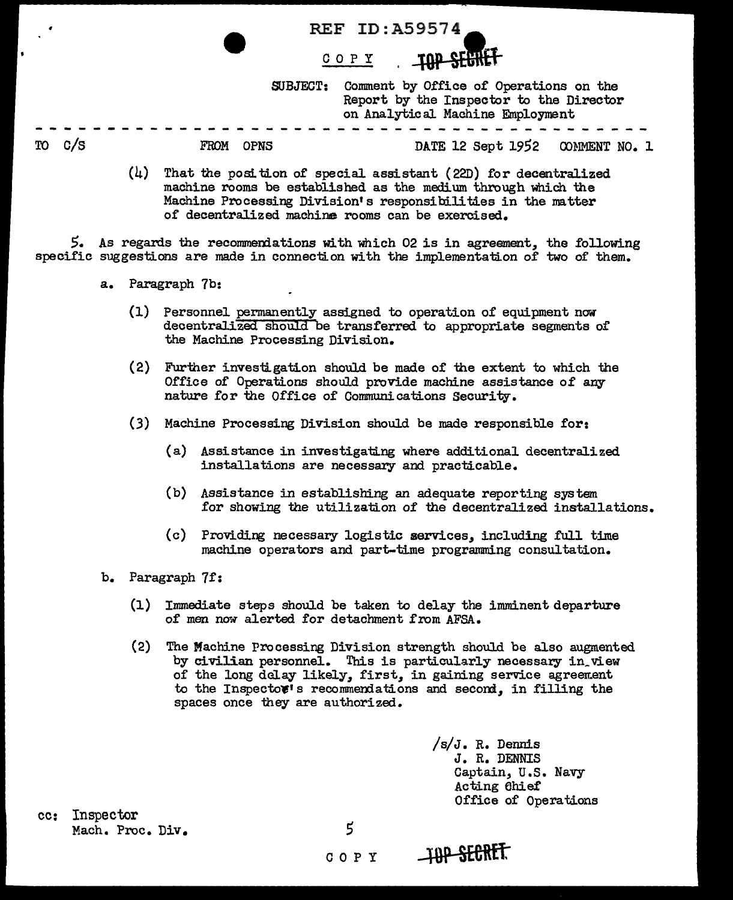REF ID:A59574

COPY TOP SECRET

SUBJECT: Comment by Office of Operations on the Report by the Inspector to the Director on Analytical Machine Employment

---

TO C/S FROM OPNS DATE 12 Sept 1952 COMMENT NO. 1

(4) That the position of special assistant (22D) for decentralized machine rooms be established as the medium through which the Machine Processing Division's responsibilities in the matter of decentralized machine rooms can be exercised.

5. As regards the recommendations with which 02 is in agreement, the following specific suggestions are made in connection with the implementation of two of them.

a. Paragraph 7b:

(1) Personnel <u>permanently</u> assigned to operation of equipment now decentralized should be transferred to appropriate segments of the Machine Processing Division.

(2) Further investigation should be made of the extent to which the Office of Operations should provide machine assistance of any nature for the Office of Communications Security.

(3) Machine Processing Division should be made responsible for:

(a) Assistance in investigating where additional decentralized installations are necessary and practicable.

(b) Assistance in establishing an adequate reporting system for showing the utilization of the decentralized installations.

(c) Providing necessary logistic services, including full time machine operators and part-time programming consultation.

b. Paragraph 7f:

(1) Immediate steps should be taken to delay the imminent departure of men now alerted for detachment from AFSA.

(2) The Machine Processing Division strength should be also augmented by civilian personnel. This is particularly necessary in view of the long delay likely, first, in gaining service agreement to the Inspector's recommendations and second, in filling the spaces once they are authorized.

/s/J. R. Dennis
J. R. DENNIS
Captain, U.S. Navy
Acting Chief
Office of Operations

cc: Inspector
Mach. Proc. Div.

COPY TOP SECRET